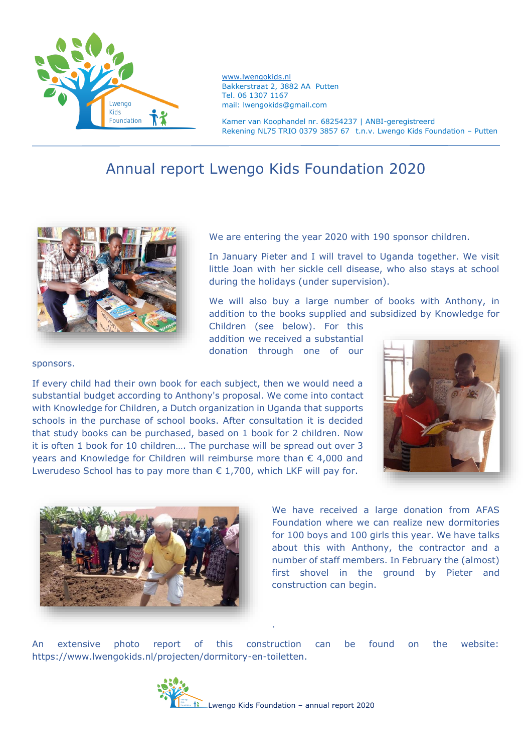www.lwengokids.nl
Bakkerstraat 2, 3882 AA Putten
Tel. 06 1307 1167
mail: lwengokids@gmail.com

Kamer van Koophandel nr. 68254237 | ANBI-geregistreerd
Rekening NL75 TRIO 0379 3857 67 t.n.v. Lwengo Kids Foundation – Putten

# Annual report Lwengo Kids Foundation 2020

We are entering the year 2020 with 190 sponsor children.

In January Pieter and I will travel to Uganda together. We visit little Joan with her sickle cell disease, who also stays at school during the holidays (under supervision).

We will also buy a large number of books with Anthony, in addition to the books supplied and subsidized by Knowledge for Children (see below). For this addition we received a substantial donation through one of our sponsors.

If every child had their own book for each subject, then we would need a substantial budget according to Anthony's proposal. We come into contact with Knowledge for Children, a Dutch organization in Uganda that supports schools in the purchase of school books. After consultation it is decided that study books can be purchased, based on 1 book for 2 children. Now it is often 1 book for 10 children…. The purchase will be spread out over 3 years and Knowledge for Children will reimburse more than € 4,000 and Lwerudeso School has to pay more than € 1,700, which LKF will pay for.

We have received a large donation from AFAS Foundation where we can realize new dormitories for 100 boys and 100 girls this year. We have talks about this with Anthony, the contractor and a number of staff members. In February the (almost) first shovel in the ground by Pieter and construction can begin.

An extensive photo report of this construction can be found on the website: https://www.lwengokids.nl/projecten/dormitory-en-toiletten.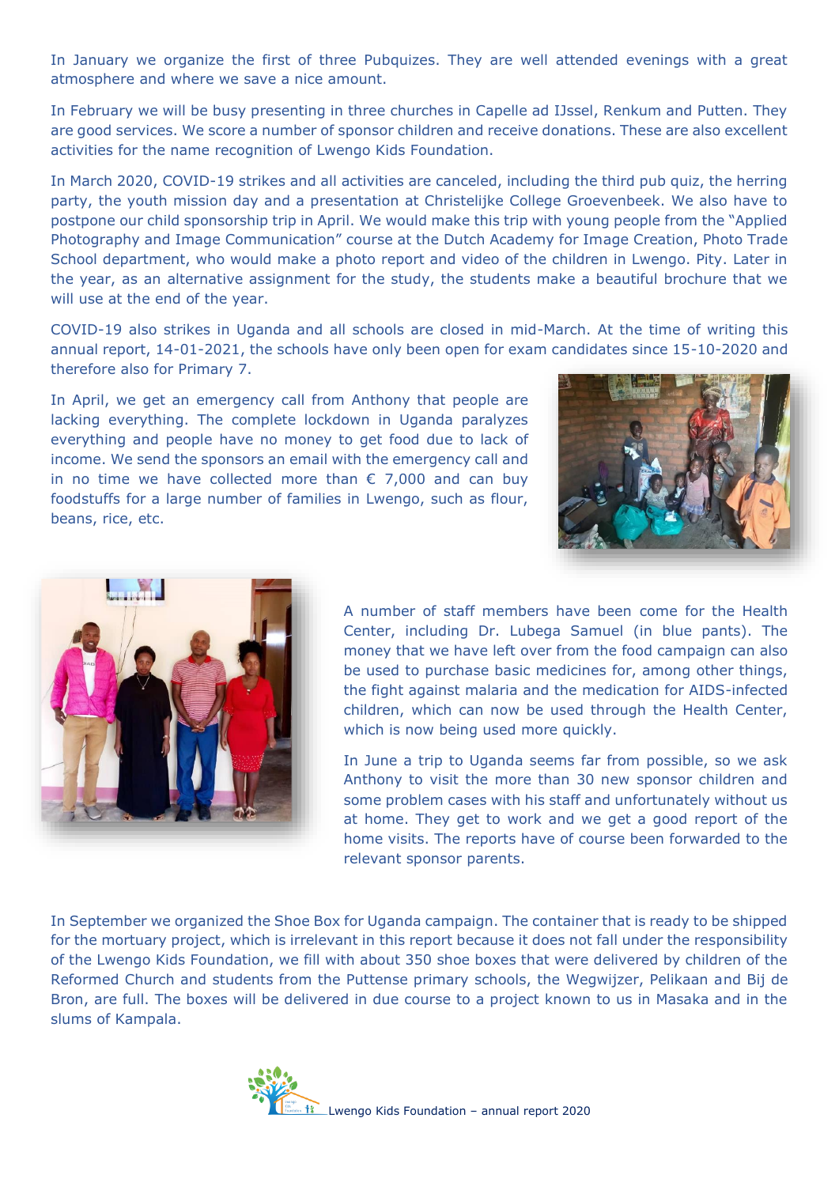In January we organize the first of three Pubquizes. They are well attended evenings with a great atmosphere and where we save a nice amount.

In February we will be busy presenting in three churches in Capelle ad IJssel, Renkum and Putten. They are good services. We score a number of sponsor children and receive donations. These are also excellent activities for the name recognition of Lwengo Kids Foundation.

In March 2020, COVID-19 strikes and all activities are canceled, including the third pub quiz, the herring party, the youth mission day and a presentation at Christelijke College Groevenbeek. We also have to postpone our child sponsorship trip in April. We would make this trip with young people from the “Applied Photography and Image Communication” course at the Dutch Academy for Image Creation, Photo Trade School department, who would make a photo report and video of the children in Lwengo. Pity. Later in the year, as an alternative assignment for the study, the students make a beautiful brochure that we will use at the end of the year.

COVID-19 also strikes in Uganda and all schools are closed in mid-March. At the time of writing this annual report, 14-01-2021, the schools have only been open for exam candidates since 15-10-2020 and therefore also for Primary 7.

In April, we get an emergency call from Anthony that people are lacking everything. The complete lockdown in Uganda paralyzes everything and people have no money to get food due to lack of income. We send the sponsors an email with the emergency call and in no time we have collected more than € 7,000 and can buy foodstuffs for a large number of families in Lwengo, such as flour, beans, rice, etc.

A number of staff members have been come for the Health Center, including Dr. Lubega Samuel (in blue pants). The money that we have left over from the food campaign can also be used to purchase basic medicines for, among other things, the fight against malaria and the medication for AIDS-infected children, which can now be used through the Health Center, which is now being used more quickly.

In June a trip to Uganda seems far from possible, so we ask Anthony to visit the more than 30 new sponsor children and some problem cases with his staff and unfortunately without us at home. They get to work and we get a good report of the home visits. The reports have of course been forwarded to the relevant sponsor parents.

In September we organized the Shoe Box for Uganda campaign. The container that is ready to be shipped for the mortuary project, which is irrelevant in this report because it does not fall under the responsibility of the Lwengo Kids Foundation, we fill with about 350 shoe boxes that were delivered by children of the Reformed Church and students from the Puttense primary schools, the Wegwijzer, Pelikaan and Bij de Bron, are full. The boxes will be delivered in due course to a project known to us in Masaka and in the slums of Kampala.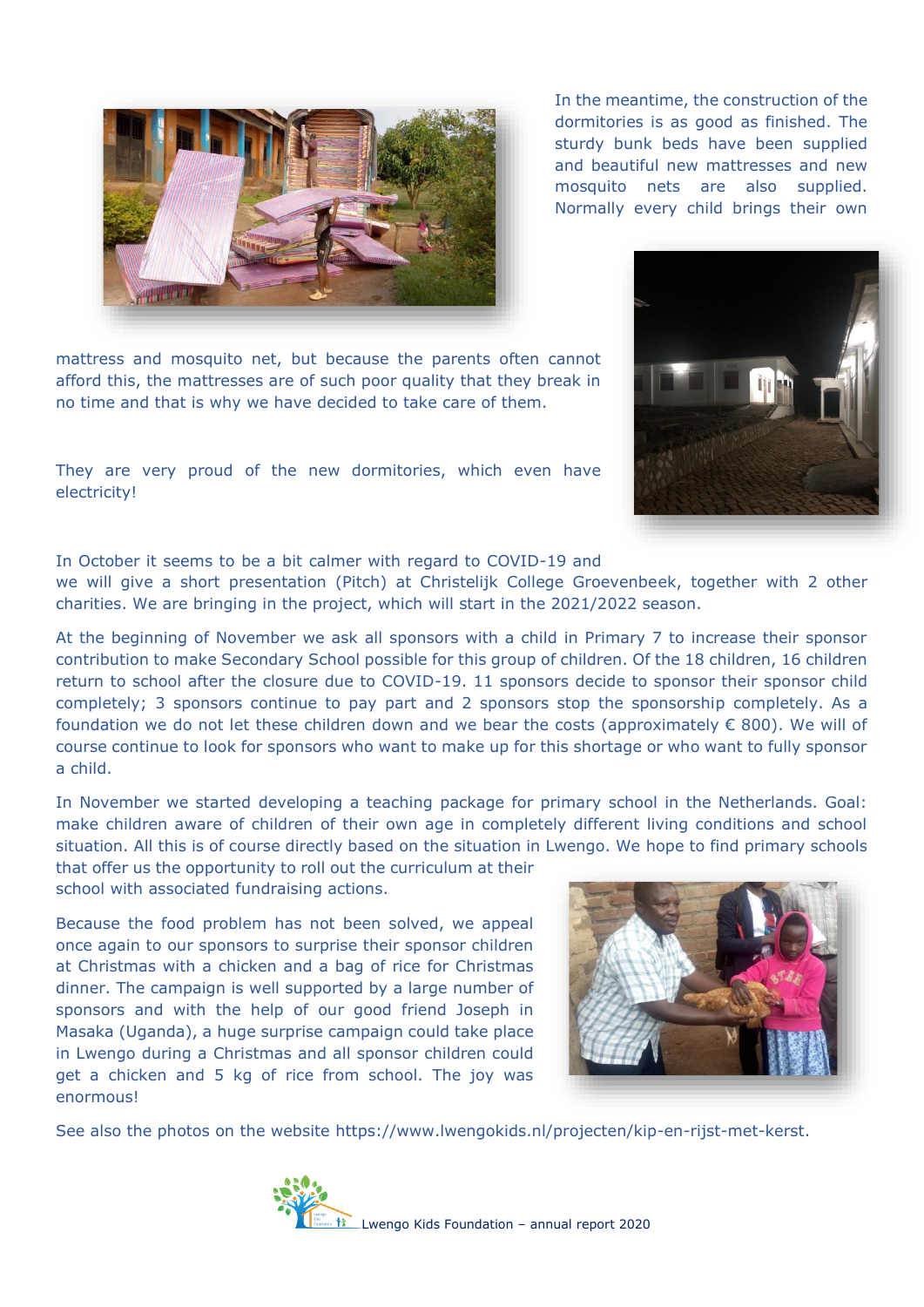In the meantime, the construction of the dormitories is as good as finished. The sturdy bunk beds have been supplied and beautiful new mattresses and new mosquito nets are also supplied. Normally every child brings their own mattress and mosquito net, but because the parents often cannot afford this, the mattresses are of such poor quality that they break in no time and that is why we have decided to take care of them.

They are very proud of the new dormitories, which even have electricity!

In October it seems to be a bit calmer with regard to COVID-19 and we will give a short presentation (Pitch) at Christelijk College Groevenbeek, together with 2 other charities. We are bringing in the project, which will start in the 2021/2022 season.

At the beginning of November we ask all sponsors with a child in Primary 7 to increase their sponsor contribution to make Secondary School possible for this group of children. Of the 18 children, 16 children return to school after the closure due to COVID-19. 11 sponsors decide to sponsor their sponsor child completely; 3 sponsors continue to pay part and 2 sponsors stop the sponsorship completely. As a foundation we do not let these children down and we bear the costs (approximately € 800). We will of course continue to look for sponsors who want to make up for this shortage or who want to fully sponsor a child.

In November we started developing a teaching package for primary school in the Netherlands. Goal: make children aware of children of their own age in completely different living conditions and school situation. All this is of course directly based on the situation in Lwengo. We hope to find primary schools that offer us the opportunity to roll out the curriculum at their school with associated fundraising actions.

Because the food problem has not been solved, we appeal once again to our sponsors to surprise their sponsor children at Christmas with a chicken and a bag of rice for Christmas dinner. The campaign is well supported by a large number of sponsors and with the help of our good friend Joseph in Masaka (Uganda), a huge surprise campaign could take place in Lwengo during a Christmas and all sponsor children could get a chicken and 5 kg of rice from school. The joy was enormous!

See also the photos on the website https://www.lwengokids.nl/projecten/kip-en-rijst-met-kerst.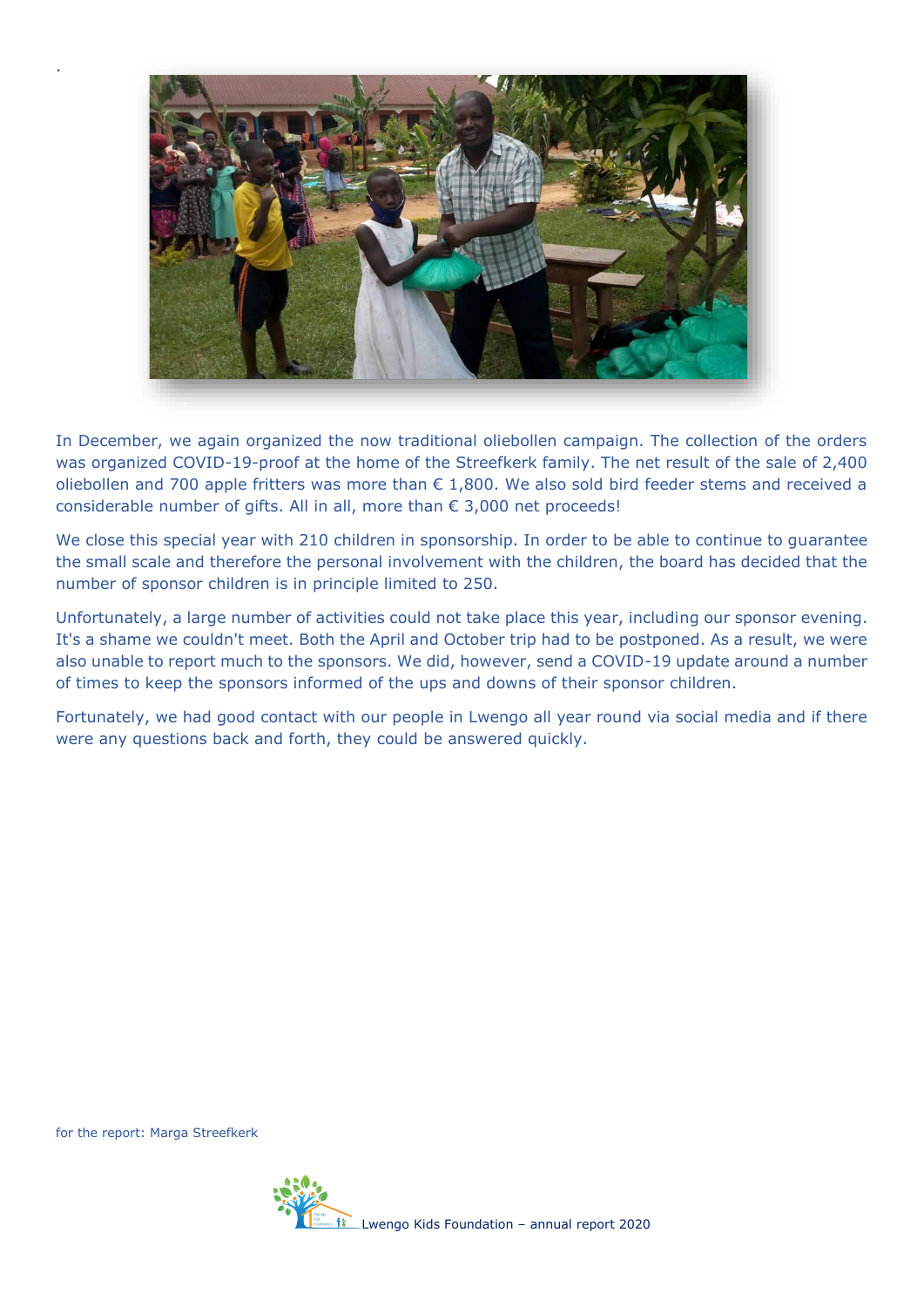In December, we again organized the now traditional oliebollen campaign. The collection of the orders was organized COVID-19-proof at the home of the Streefkerk family. The net result of the sale of 2,400 oliebollen and 700 apple fritters was more than € 1,800. We also sold bird feeder stems and received a considerable number of gifts. All in all, more than € 3,000 net proceeds!

We close this special year with 210 children in sponsorship. In order to be able to continue to guarantee the small scale and therefore the personal involvement with the children, the board has decided that the number of sponsor children is in principle limited to 250.

Unfortunately, a large number of activities could not take place this year, including our sponsor evening. It's a shame we couldn't meet. Both the April and October trip had to be postponed. As a result, we were also unable to report much to the sponsors. We did, however, send a COVID-19 update around a number of times to keep the sponsors informed of the ups and downs of their sponsor children.

Fortunately, we had good contact with our people in Lwengo all year round via social media and if there were any questions back and forth, they could be answered quickly.

for the report: Marga Streefkerk